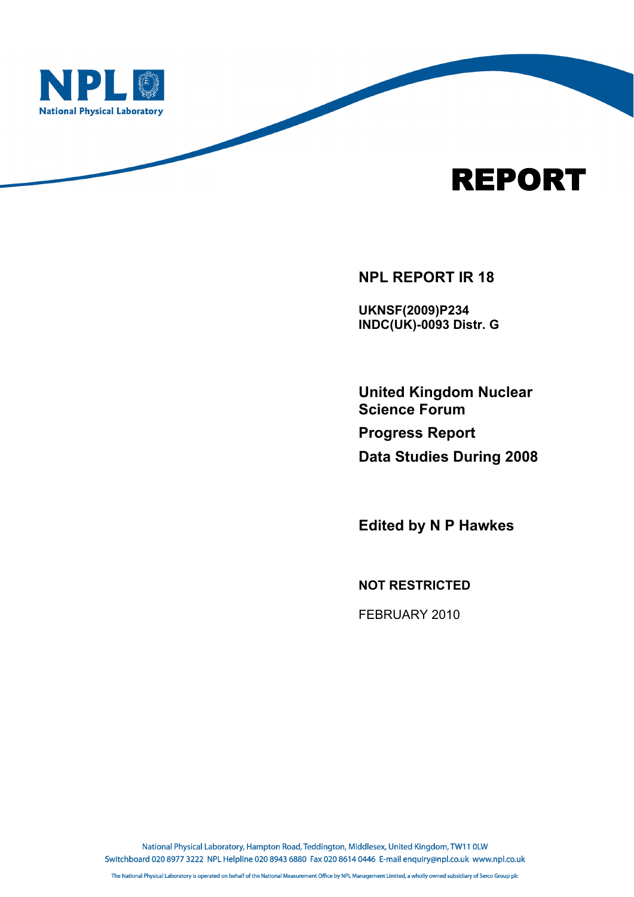NPL National Physical Laboratory

# REPORT

**NPL REPORT IR 18**

**UKNSF(2009)P234**
**INDC(UK)-0093 Distr. G**

## United Kingdom Nuclear Science Forum

## Progress Report

## Data Studies During 2008

**Edited by N P Hawkes**

**NOT RESTRICTED**

FEBRUARY 2010

National Physical Laboratory, Hampton Road, Teddington, Middlesex, United Kingdom, TW11 0LW
Switchboard 020 8977 3222 NPL Helpline 020 8943 6880 Fax 020 8614 0446 E-mail enquiry@npl.co.uk www.npl.co.uk

The National Physical Laboratory is operated on behalf of the National Measurement Office by NPL Management Limited, a wholly owned subsidiary of Serco Group plc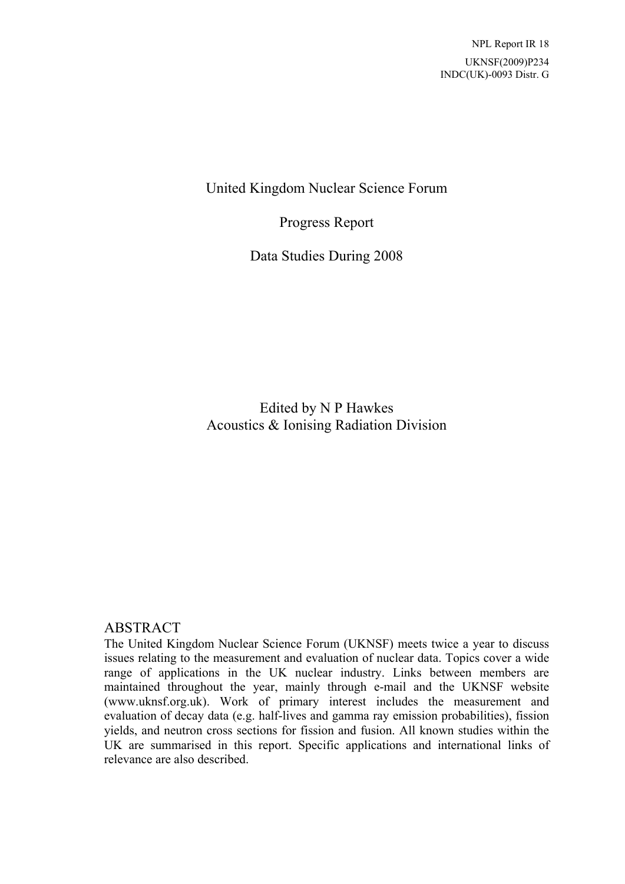NPL Report IR 18

UKNSF(2009)P234
INDC(UK)-0093 Distr. G

# United Kingdom Nuclear Science Forum

# Progress Report

# Data Studies During 2008

Edited by N P Hawkes
Acoustics & Ionising Radiation Division

## ABSTRACT

The United Kingdom Nuclear Science Forum (UKNSF) meets twice a year to discuss issues relating to the measurement and evaluation of nuclear data. Topics cover a wide range of applications in the UK nuclear industry. Links between members are maintained throughout the year, mainly through e-mail and the UKNSF website (www.uknsf.org.uk). Work of primary interest includes the measurement and evaluation of decay data (e.g. half-lives and gamma ray emission probabilities), fission yields, and neutron cross sections for fission and fusion. All known studies within the UK are summarised in this report. Specific applications and international links of relevance are also described.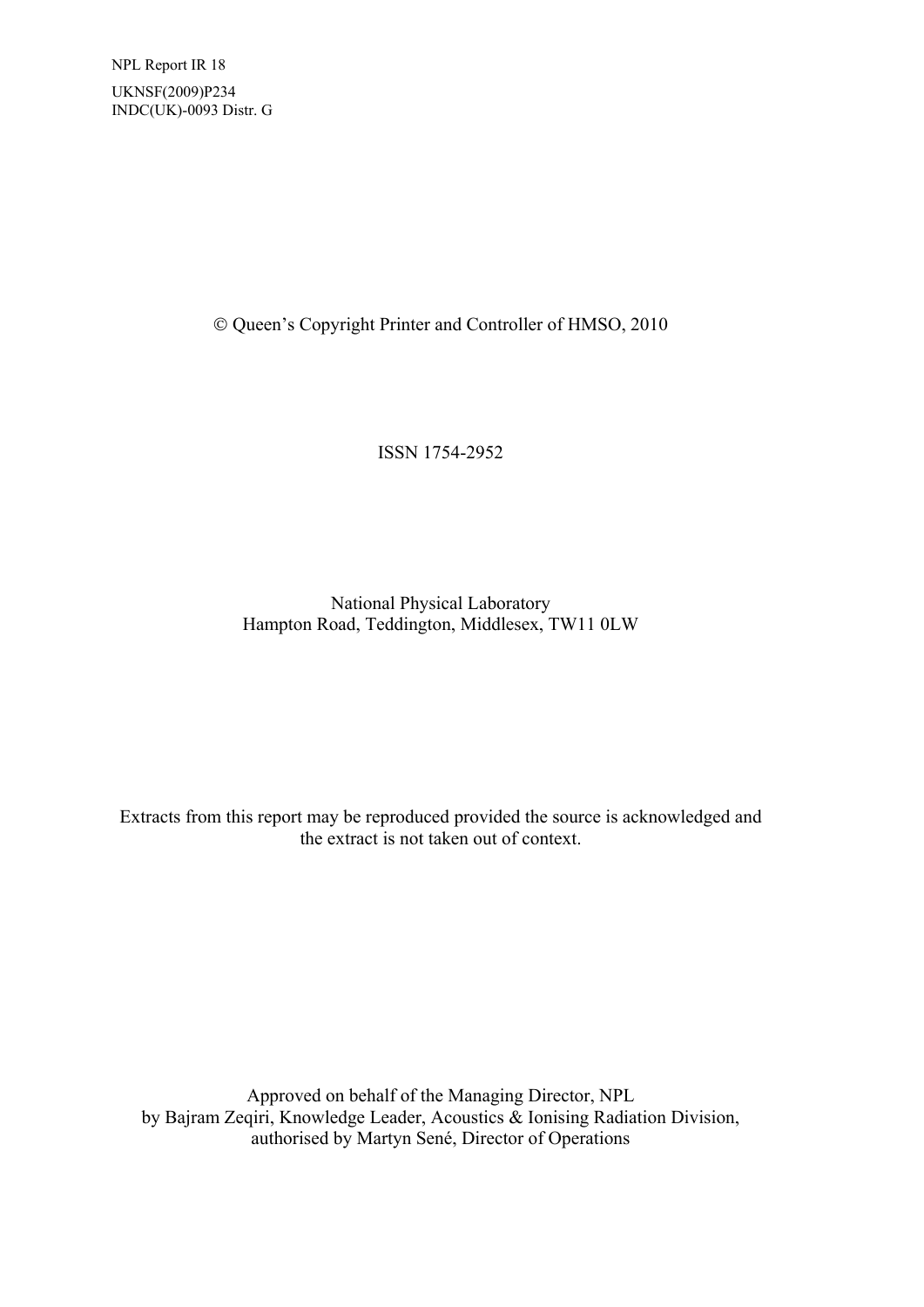NPL Report IR 18

UKNSF(2009)P234
INDC(UK)-0093 Distr. G

© Queen's Copyright Printer and Controller of HMSO, 2010

ISSN 1754-2952

National Physical Laboratory
Hampton Road, Teddington, Middlesex, TW11 0LW

Extracts from this report may be reproduced provided the source is acknowledged and the extract is not taken out of context.

Approved on behalf of the Managing Director, NPL
by Bajram Zeqiri, Knowledge Leader, Acoustics & Ionising Radiation Division,
authorised by Martyn Sené, Director of Operations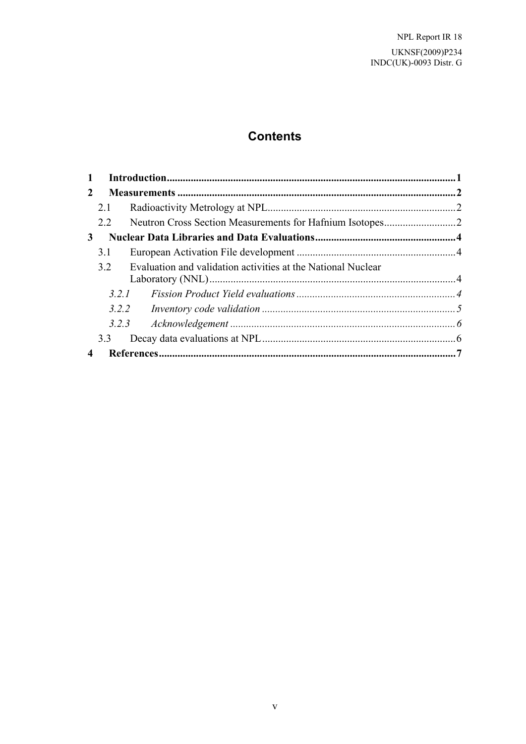# Contents

**1 Introduction** ..... **1**

**2 Measurements** ..... **2**

- 2.1 Radioactivity Metrology at NPL ..... 2
- 2.2 Neutron Cross Section Measurements for Hafnium Isotopes ..... 2

**3 Nuclear Data Libraries and Data Evaluations** ..... **4**

- 3.1 European Activation File development ..... 4
- 3.2 Evaluation and validation activities at the National Nuclear Laboratory (NNL) ..... 4
  - *3.2.1 Fission Product Yield evaluations* ..... *4*
  - *3.2.2 Inventory code validation* ..... *5*
  - *3.2.3 Acknowledgement* ..... *6*
- 3.3 Decay data evaluations at NPL ..... 6

**4 References** ..... **7**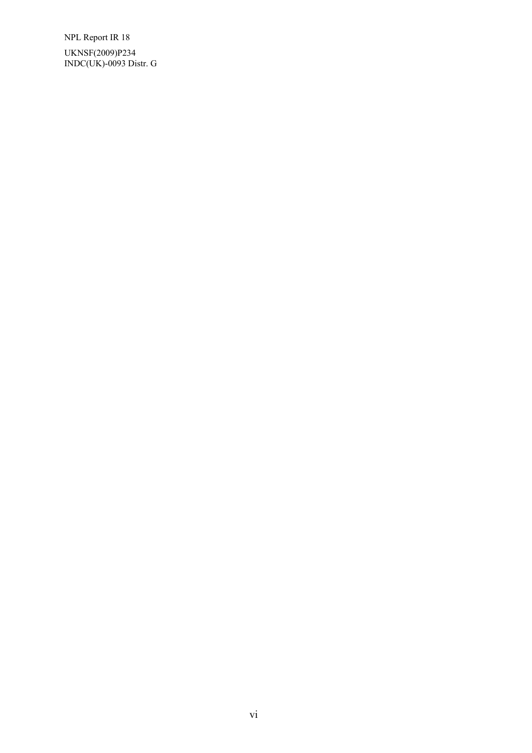NPL Report IR 18

UKNSF(2009)P234
INDC(UK)-0093 Distr. G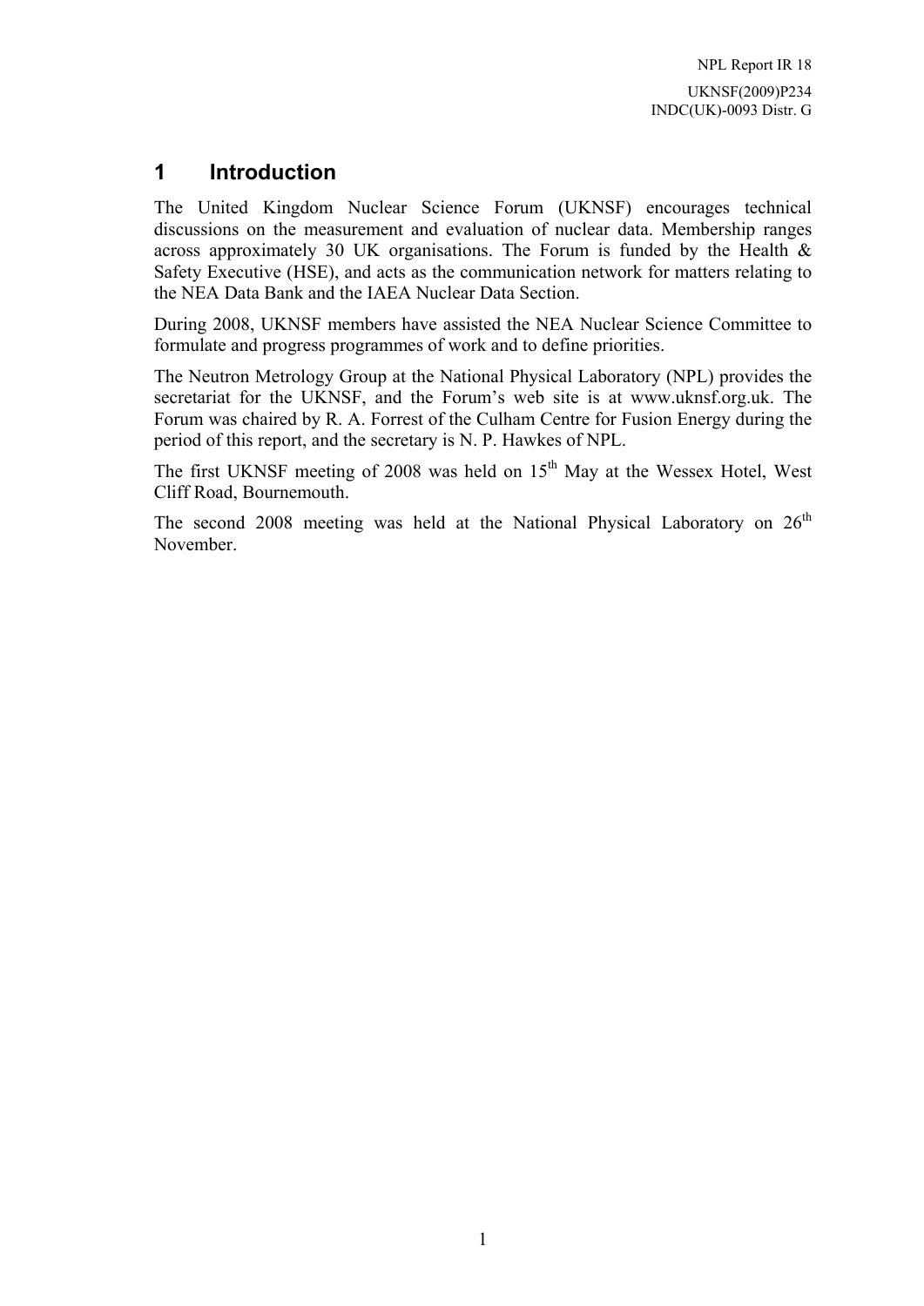# 1 Introduction

The United Kingdom Nuclear Science Forum (UKNSF) encourages technical discussions on the measurement and evaluation of nuclear data. Membership ranges across approximately 30 UK organisations. The Forum is funded by the Health & Safety Executive (HSE), and acts as the communication network for matters relating to the NEA Data Bank and the IAEA Nuclear Data Section.

During 2008, UKNSF members have assisted the NEA Nuclear Science Committee to formulate and progress programmes of work and to define priorities.

The Neutron Metrology Group at the National Physical Laboratory (NPL) provides the secretariat for the UKNSF, and the Forum's web site is at www.uknsf.org.uk. The Forum was chaired by R. A. Forrest of the Culham Centre for Fusion Energy during the period of this report, and the secretary is N. P. Hawkes of NPL.

The first UKNSF meeting of 2008 was held on 15th May at the Wessex Hotel, West Cliff Road, Bournemouth.

The second 2008 meeting was held at the National Physical Laboratory on 26th November.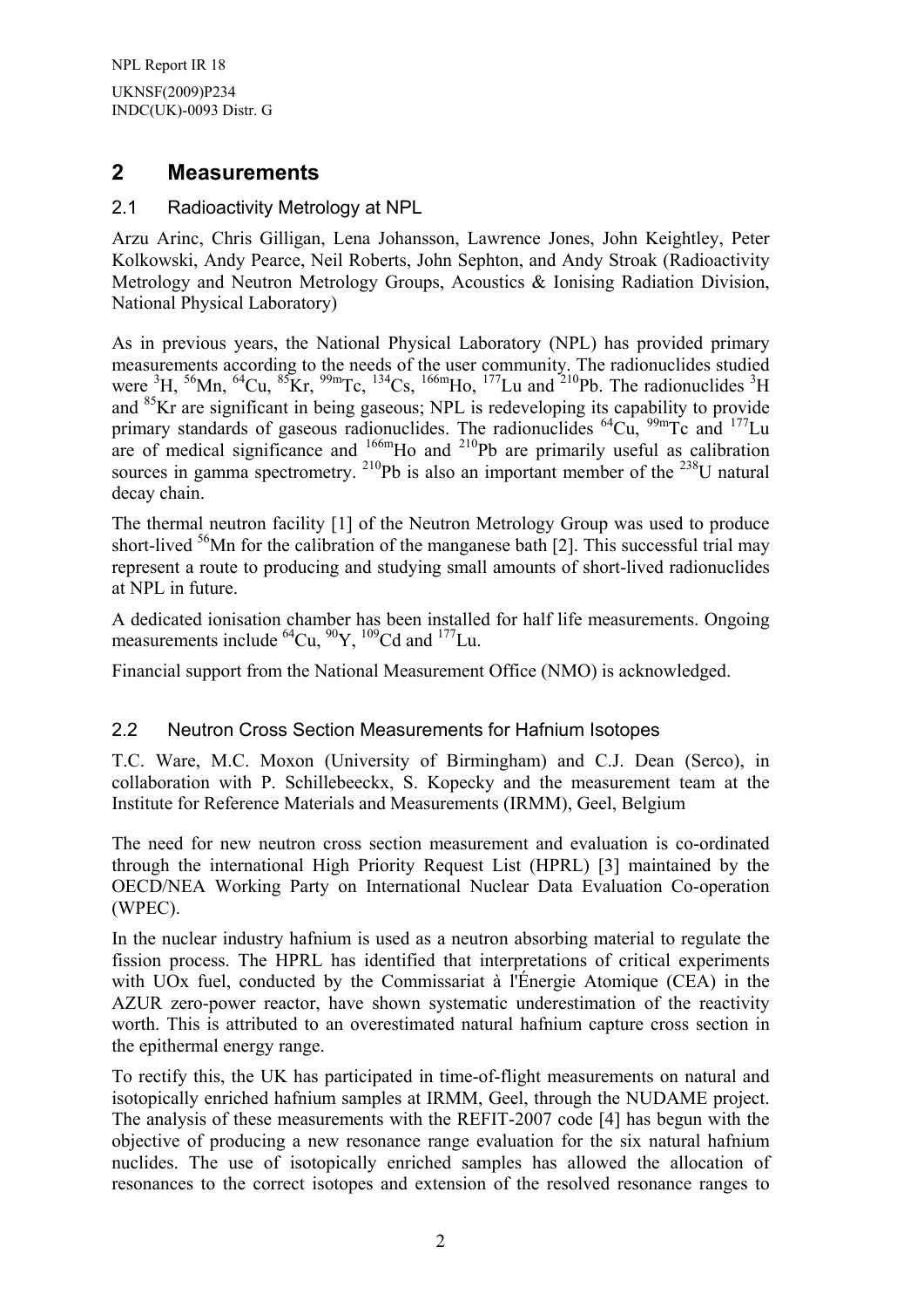## 2 Measurements

### 2.1 Radioactivity Metrology at NPL

Arzu Arinc, Chris Gilligan, Lena Johansson, Lawrence Jones, John Keightley, Peter Kolkowski, Andy Pearce, Neil Roberts, John Sephton, and Andy Stroak (Radioactivity Metrology and Neutron Metrology Groups, Acoustics & Ionising Radiation Division, National Physical Laboratory)

As in previous years, the National Physical Laboratory (NPL) has provided primary measurements according to the needs of the user community. The radionuclides studied were $^{3}$H, $^{56}$Mn, $^{64}$Cu, $^{85}$Kr, $^{99m}$Tc, $^{134}$Cs, $^{166m}$Ho, $^{177}$Lu and $^{210}$Pb. The radionuclides $^{3}$H and $^{85}$Kr are significant in being gaseous; NPL is redeveloping its capability to provide primary standards of gaseous radionuclides. The radionuclides $^{64}$Cu, $^{99m}$Tc and $^{177}$Lu are of medical significance and $^{166m}$Ho and $^{210}$Pb are primarily useful as calibration sources in gamma spectrometry. $^{210}$Pb is also an important member of the $^{238}$U natural decay chain.

The thermal neutron facility [1] of the Neutron Metrology Group was used to produce short-lived $^{56}$Mn for the calibration of the manganese bath [2]. This successful trial may represent a route to producing and studying small amounts of short-lived radionuclides at NPL in future.

A dedicated ionisation chamber has been installed for half life measurements. Ongoing measurements include $^{64}$Cu, $^{90}$Y, $^{109}$Cd and $^{177}$Lu.

Financial support from the National Measurement Office (NMO) is acknowledged.

### 2.2 Neutron Cross Section Measurements for Hafnium Isotopes

T.C. Ware, M.C. Moxon (University of Birmingham) and C.J. Dean (Serco), in collaboration with P. Schillebeeckx, S. Kopecky and the measurement team at the Institute for Reference Materials and Measurements (IRMM), Geel, Belgium

The need for new neutron cross section measurement and evaluation is co-ordinated through the international High Priority Request List (HPRL) [3] maintained by the OECD/NEA Working Party on International Nuclear Data Evaluation Co-operation (WPEC).

In the nuclear industry hafnium is used as a neutron absorbing material to regulate the fission process. The HPRL has identified that interpretations of critical experiments with UOx fuel, conducted by the Commissariat à l'Énergie Atomique (CEA) in the AZUR zero-power reactor, have shown systematic underestimation of the reactivity worth. This is attributed to an overestimated natural hafnium capture cross section in the epithermal energy range.

To rectify this, the UK has participated in time-of-flight measurements on natural and isotopically enriched hafnium samples at IRMM, Geel, through the NUDAME project. The analysis of these measurements with the REFIT-2007 code [4] has begun with the objective of producing a new resonance range evaluation for the six natural hafnium nuclides. The use of isotopically enriched samples has allowed the allocation of resonances to the correct isotopes and extension of the resolved resonance ranges to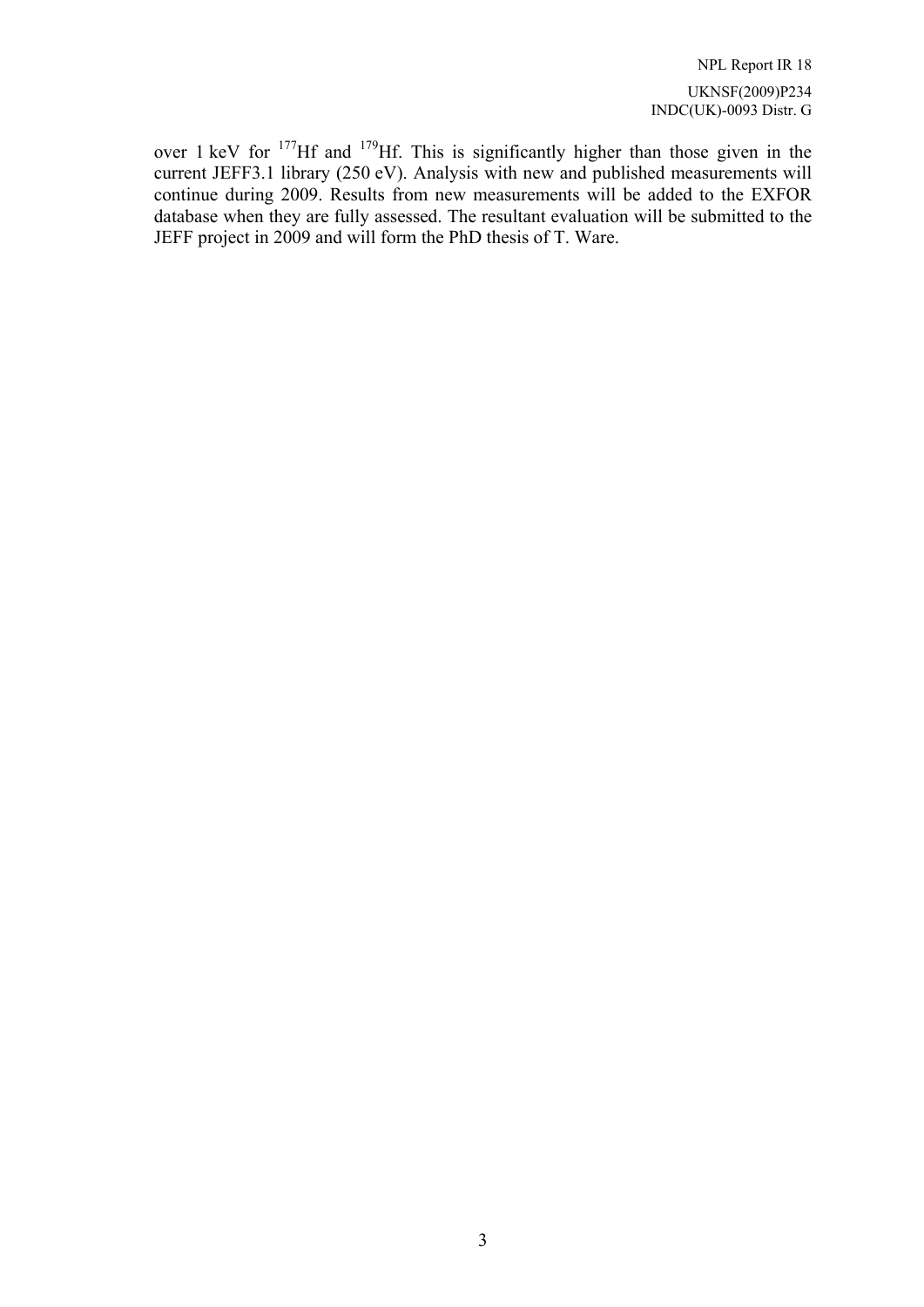over 1 keV for $^{177}Hf$ and $^{179}Hf$. This is significantly higher than those given in the current JEFF3.1 library (250 eV). Analysis with new and published measurements will continue during 2009. Results from new measurements will be added to the EXFOR database when they are fully assessed. The resultant evaluation will be submitted to the JEFF project in 2009 and will form the PhD thesis of T. Ware.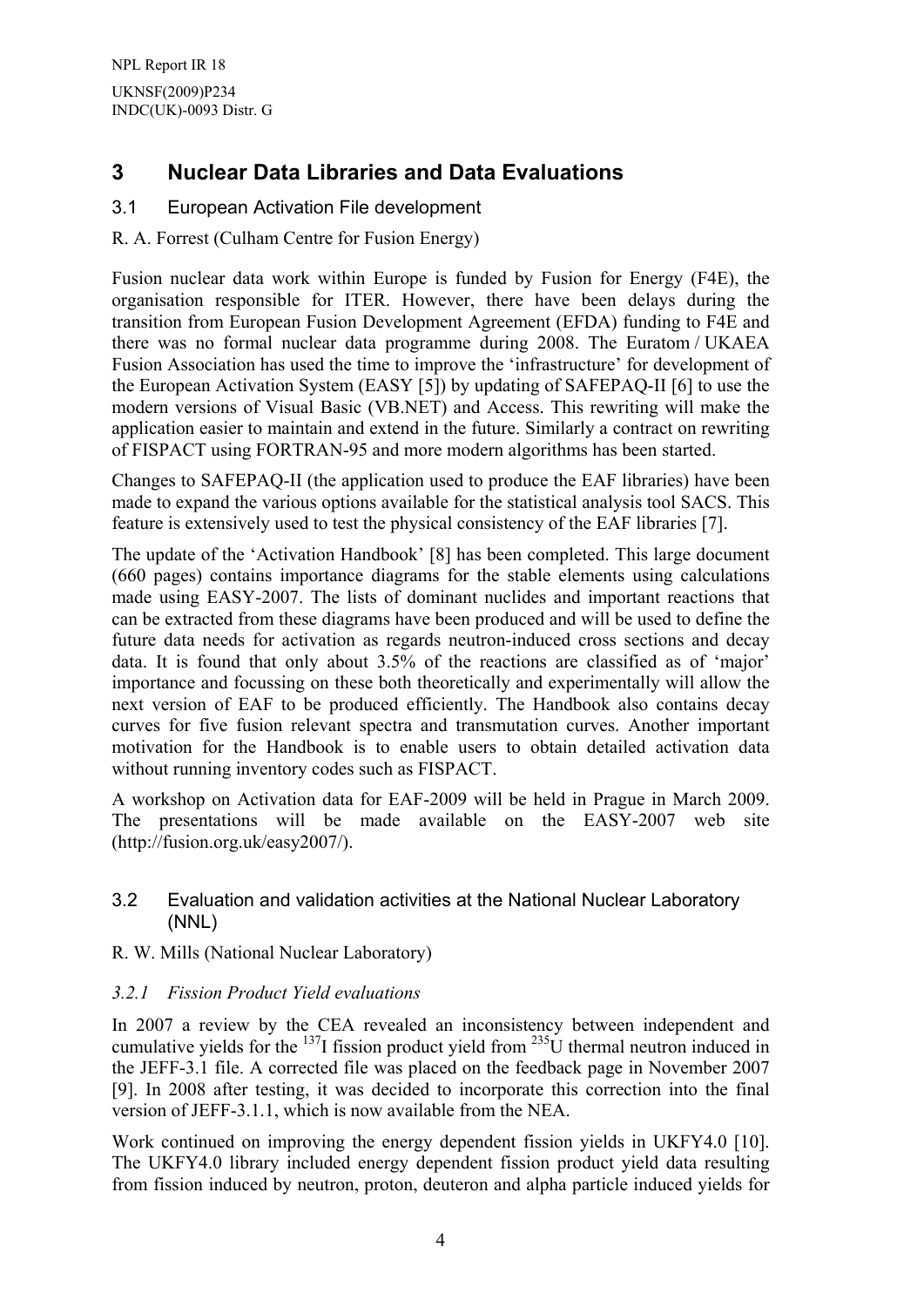# 3 Nuclear Data Libraries and Data Evaluations

## 3.1 European Activation File development

R. A. Forrest (Culham Centre for Fusion Energy)

Fusion nuclear data work within Europe is funded by Fusion for Energy (F4E), the organisation responsible for ITER. However, there have been delays during the transition from European Fusion Development Agreement (EFDA) funding to F4E and there was no formal nuclear data programme during 2008. The Euratom / UKAEA Fusion Association has used the time to improve the 'infrastructure' for development of the European Activation System (EASY [5]) by updating of SAFEPAQ-II [6] to use the modern versions of Visual Basic (VB.NET) and Access. This rewriting will make the application easier to maintain and extend in the future. Similarly a contract on rewriting of FISPACT using FORTRAN-95 and more modern algorithms has been started.

Changes to SAFEPAQ-II (the application used to produce the EAF libraries) have been made to expand the various options available for the statistical analysis tool SACS. This feature is extensively used to test the physical consistency of the EAF libraries [7].

The update of the 'Activation Handbook' [8] has been completed. This large document (660 pages) contains importance diagrams for the stable elements using calculations made using EASY-2007. The lists of dominant nuclides and important reactions that can be extracted from these diagrams have been produced and will be used to define the future data needs for activation as regards neutron-induced cross sections and decay data. It is found that only about 3.5% of the reactions are classified as of 'major' importance and focussing on these both theoretically and experimentally will allow the next version of EAF to be produced efficiently. The Handbook also contains decay curves for five fusion relevant spectra and transmutation curves. Another important motivation for the Handbook is to enable users to obtain detailed activation data without running inventory codes such as FISPACT.

A workshop on Activation data for EAF-2009 will be held in Prague in March 2009. The presentations will be made available on the EASY-2007 web site (http://fusion.org.uk/easy2007/).

## 3.2 Evaluation and validation activities at the National Nuclear Laboratory (NNL)

R. W. Mills (National Nuclear Laboratory)

### *3.2.1 Fission Product Yield evaluations*

In 2007 a review by the CEA revealed an inconsistency between independent and cumulative yields for the $^{137}$I fission product yield from $^{235}$U thermal neutron induced in the JEFF-3.1 file. A corrected file was placed on the feedback page in November 2007 [9]. In 2008 after testing, it was decided to incorporate this correction into the final version of JEFF-3.1.1, which is now available from the NEA.

Work continued on improving the energy dependent fission yields in UKFY4.0 [10]. The UKFY4.0 library included energy dependent fission product yield data resulting from fission induced by neutron, proton, deuteron and alpha particle induced yields for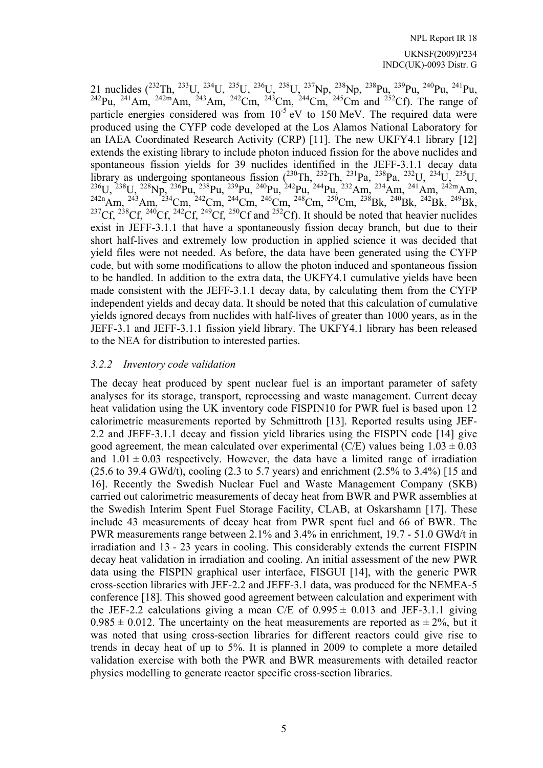21 nuclides ($^{232}$Th, $^{233}$U, $^{234}$U, $^{235}$U, $^{236}$U, $^{238}$U, $^{237}$Np, $^{238}$Np, $^{238}$Pu, $^{239}$Pu, $^{240}$Pu, $^{241}$Pu, $^{242}$Pu, $^{241}$Am, $^{242m}$Am, $^{243}$Am, $^{242}$Cm, $^{243}$Cm, $^{244}$Cm, $^{245}$Cm and $^{252}$Cf). The range of particle energies considered was from $10^{-5}$ eV to 150 MeV. The required data were produced using the CYFP code developed at the Los Alamos National Laboratory for an IAEA Coordinated Research Activity (CRP) [11]. The new UKFY4.1 library [12] extends the existing library to include photon induced fission for the above nuclides and spontaneous fission yields for 39 nuclides identified in the JEFF-3.1.1 decay data library as undergoing spontaneous fission ($^{230}$Th, $^{232}$Th, $^{231}$Pa, $^{238}$Pa, $^{232}$U, $^{234}$U, $^{235}$U, $^{236}$U, $^{238}$U, $^{228}$Np, $^{236}$Pu, $^{238}$Pu, $^{239}$Pu, $^{240}$Pu, $^{242}$Pu, $^{244}$Pu, $^{232}$Am, $^{234}$Am, $^{241}$Am, $^{242m}$Am, $^{242n}$Am, $^{243}$Am, $^{234}$Cm, $^{242}$Cm, $^{244}$Cm, $^{246}$Cm, $^{248}$Cm, $^{250}$Cm, $^{238}$Bk, $^{240}$Bk, $^{242}$Bk, $^{249}$Bk, $^{237}$Cf, $^{238}$Cf, $^{240}$Cf, $^{242}$Cf, $^{249}$Cf, $^{250}$Cf and $^{252}$Cf). It should be noted that heavier nuclides exist in JEFF-3.1.1 that have a spontaneously fission decay branch, but due to their short half-lives and extremely low production in applied science it was decided that yield files were not needed. As before, the data have been generated using the CYFP code, but with some modifications to allow the photon induced and spontaneous fission to be handled. In addition to the extra data, the UKFY4.1 cumulative yields have been made consistent with the JEFF-3.1.1 decay data, by calculating them from the CYFP independent yields and decay data. It should be noted that this calculation of cumulative yields ignored decays from nuclides with half-lives of greater than 1000 years, as in the JEFF-3.1 and JEFF-3.1.1 fission yield library. The UKFY4.1 library has been released to the NEA for distribution to interested parties.

### *3.2.2 Inventory code validation*

The decay heat produced by spent nuclear fuel is an important parameter of safety analyses for its storage, transport, reprocessing and waste management. Current decay heat validation using the UK inventory code FISPIN10 for PWR fuel is based upon 12 calorimetric measurements reported by Schmittroth [13]. Reported results using JEF-2.2 and JEFF-3.1.1 decay and fission yield libraries using the FISPIN code [14] give good agreement, the mean calculated over experimental (C/E) values being $1.03 \pm 0.03$ and $1.01 \pm 0.03$ respectively. However, the data have a limited range of irradiation (25.6 to 39.4 GWd/t), cooling (2.3 to 5.7 years) and enrichment (2.5% to 3.4%) [15 and 16]. Recently the Swedish Nuclear Fuel and Waste Management Company (SKB) carried out calorimetric measurements of decay heat from BWR and PWR assemblies at the Swedish Interim Spent Fuel Storage Facility, CLAB, at Oskarshamn [17]. These include 43 measurements of decay heat from PWR spent fuel and 66 of BWR. The PWR measurements range between 2.1% and 3.4% in enrichment, 19.7 - 51.0 GWd/t in irradiation and 13 - 23 years in cooling. This considerably extends the current FISPIN decay heat validation in irradiation and cooling. An initial assessment of the new PWR data using the FISPIN graphical user interface, FISGUI [14], with the generic PWR cross-section libraries with JEF-2.2 and JEFF-3.1 data, was produced for the NEMEA-5 conference [18]. This showed good agreement between calculation and experiment with the JEF-2.2 calculations giving a mean C/E of $0.995 \pm 0.013$ and JEFF-3.1.1 giving $0.985 \pm 0.012$. The uncertainty on the heat measurements are reported as $\pm 2\%$, but it was noted that using cross-section libraries for different reactors could give rise to trends in decay heat of up to 5%. It is planned in 2009 to complete a more detailed validation exercise with both the PWR and BWR measurements with detailed reactor physics modelling to generate reactor specific cross-section libraries.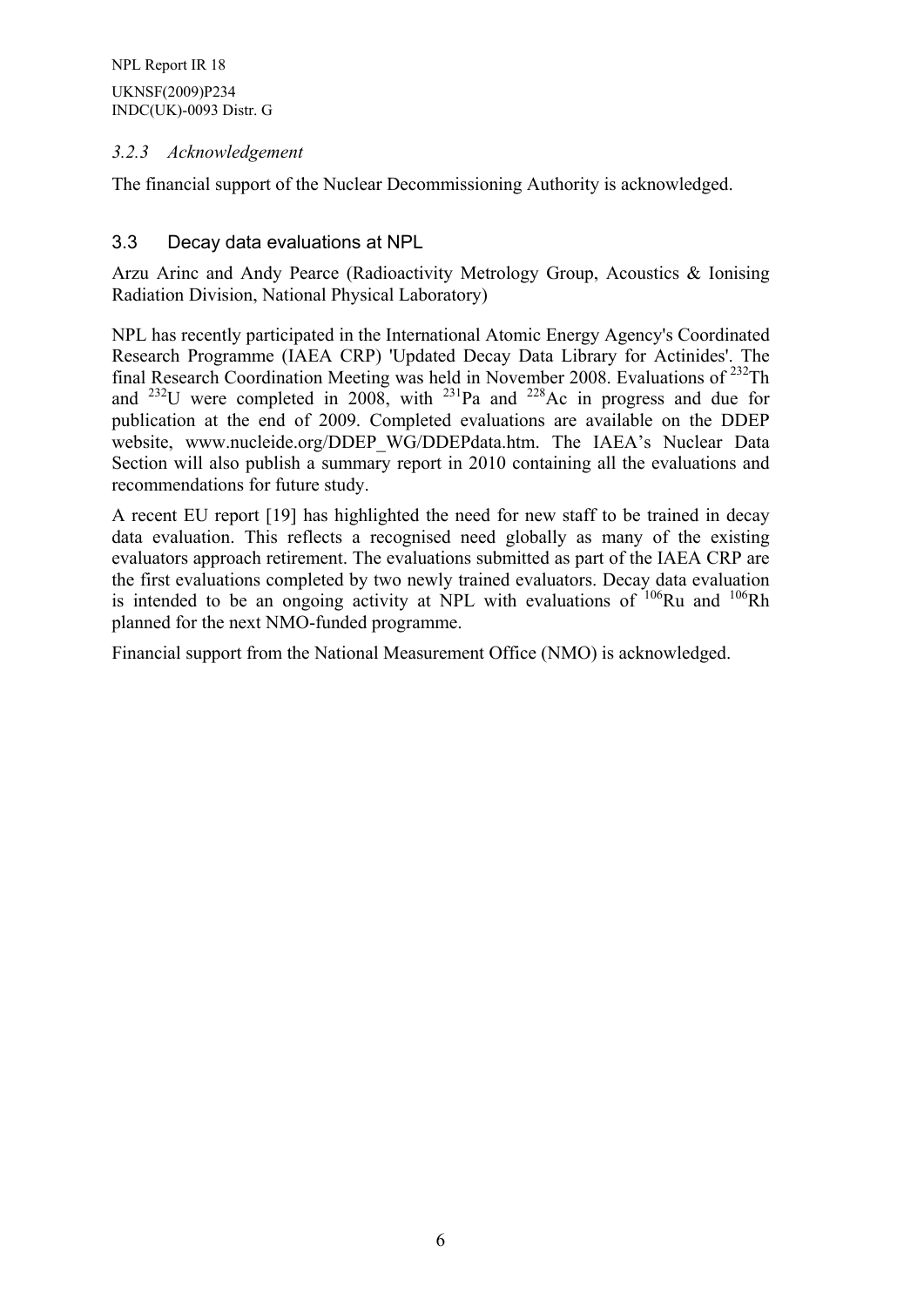### 3.2.3 *Acknowledgement*

The financial support of the Nuclear Decommissioning Authority is acknowledged.

## 3.3 Decay data evaluations at NPL

Arzu Arinc and Andy Pearce (Radioactivity Metrology Group, Acoustics & Ionising Radiation Division, National Physical Laboratory)

NPL has recently participated in the International Atomic Energy Agency's Coordinated Research Programme (IAEA CRP) 'Updated Decay Data Library for Actinides'. The final Research Coordination Meeting was held in November 2008. Evaluations of $^{232}$Th and $^{232}$U were completed in 2008, with $^{231}$Pa and $^{228}$Ac in progress and due for publication at the end of 2009. Completed evaluations are available on the DDEP website, www.nucleide.org/DDEP_WG/DDEPdata.htm. The IAEA's Nuclear Data Section will also publish a summary report in 2010 containing all the evaluations and recommendations for future study.

A recent EU report [19] has highlighted the need for new staff to be trained in decay data evaluation. This reflects a recognised need globally as many of the existing evaluators approach retirement. The evaluations submitted as part of the IAEA CRP are the first evaluations completed by two newly trained evaluators. Decay data evaluation is intended to be an ongoing activity at NPL with evaluations of $^{106}$Ru and $^{106}$Rh planned for the next NMO-funded programme.

Financial support from the National Measurement Office (NMO) is acknowledged.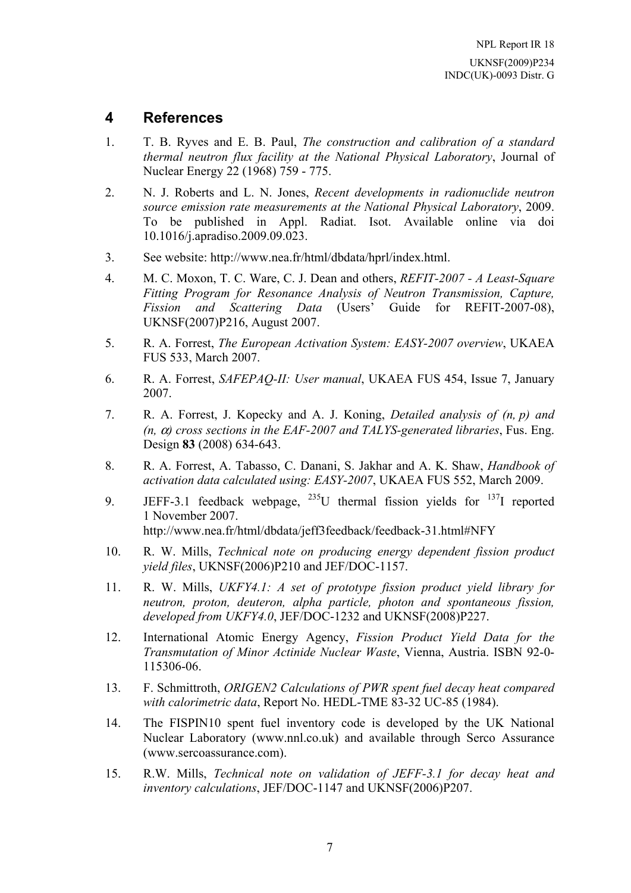# 4 References

1. T. B. Ryves and E. B. Paul, *The construction and calibration of a standard thermal neutron flux facility at the National Physical Laboratory*, Journal of Nuclear Energy 22 (1968) 759 - 775.

2. N. J. Roberts and L. N. Jones, *Recent developments in radionuclide neutron source emission rate measurements at the National Physical Laboratory*, 2009. To be published in Appl. Radiat. Isot. Available online via doi 10.1016/j.apradiso.2009.09.023.

3. See website: http://www.nea.fr/html/dbdata/hprl/index.html.

4. M. C. Moxon, T. C. Ware, C. J. Dean and others, *REFIT-2007 - A Least-Square Fitting Program for Resonance Analysis of Neutron Transmission, Capture, Fission and Scattering Data* (Users' Guide for REFIT-2007-08), UKNSF(2007)P216, August 2007.

5. R. A. Forrest, *The European Activation System: EASY-2007 overview*, UKAEA FUS 533, March 2007.

6. R. A. Forrest, *SAFEPAQ-II: User manual*, UKAEA FUS 454, Issue 7, January 2007.

7. R. A. Forrest, J. Kopecky and A. J. Koning, *Detailed analysis of (n, p) and (n, $\alpha$) cross sections in the EAF-2007 and TALYS-generated libraries*, Fus. Eng. Design **83** (2008) 634-643.

8. R. A. Forrest, A. Tabasso, C. Danani, S. Jakhar and A. K. Shaw, *Handbook of activation data calculated using: EASY-2007*, UKAEA FUS 552, March 2009.

9. JEFF-3.1 feedback webpage, $^{235}$U thermal fission yields for $^{137}$I reported 1 November 2007.
   http://www.nea.fr/html/dbdata/jeff3feedback/feedback-31.html#NFY

10. R. W. Mills, *Technical note on producing energy dependent fission product yield files*, UKNSF(2006)P210 and JEF/DOC-1157.

11. R. W. Mills, *UKFY4.1: A set of prototype fission product yield library for neutron, proton, deuteron, alpha particle, photon and spontaneous fission, developed from UKFY4.0*, JEF/DOC-1232 and UKNSF(2008)P227.

12. International Atomic Energy Agency, *Fission Product Yield Data for the Transmutation of Minor Actinide Nuclear Waste*, Vienna, Austria. ISBN 92-0-115306-06.

13. F. Schmittroth, *ORIGEN2 Calculations of PWR spent fuel decay heat compared with calorimetric data*, Report No. HEDL-TME 83-32 UC-85 (1984).

14. The FISPIN10 spent fuel inventory code is developed by the UK National Nuclear Laboratory (www.nnl.co.uk) and available through Serco Assurance (www.sercoassurance.com).

15. R.W. Mills, *Technical note on validation of JEFF-3.1 for decay heat and inventory calculations*, JEF/DOC-1147 and UKNSF(2006)P207.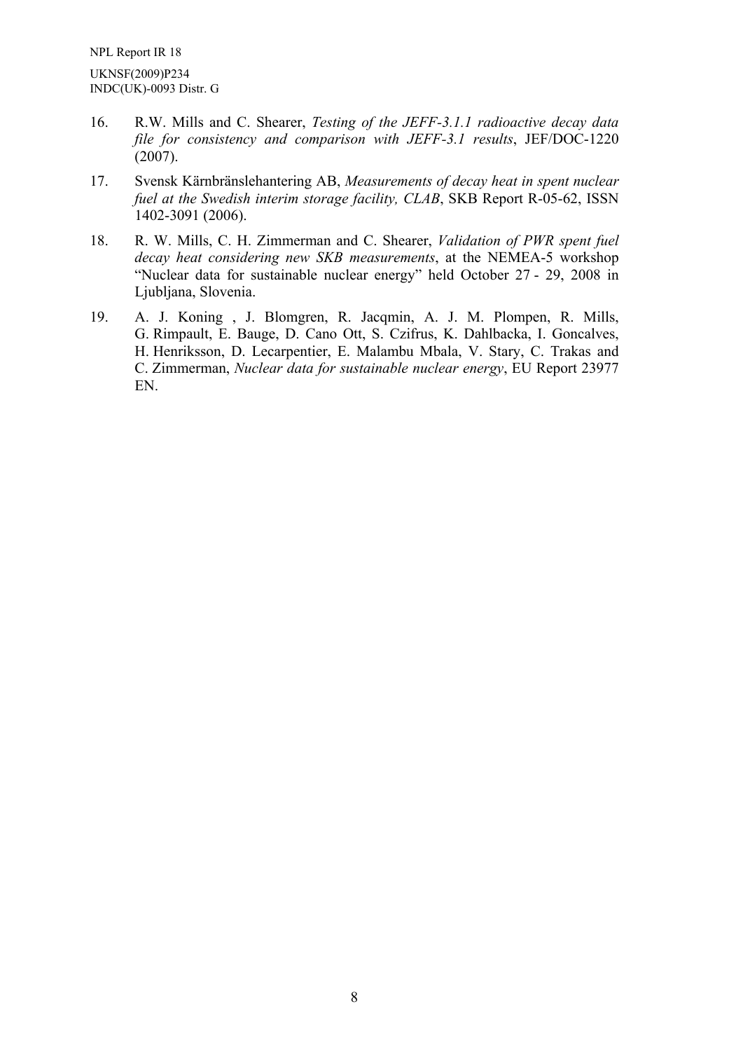16. R.W. Mills and C. Shearer, *Testing of the JEFF-3.1.1 radioactive decay data file for consistency and comparison with JEFF-3.1 results*, JEF/DOC-1220 (2007).

17. Svensk Kärnbränslehantering AB, *Measurements of decay heat in spent nuclear fuel at the Swedish interim storage facility, CLAB*, SKB Report R-05-62, ISSN 1402-3091 (2006).

18. R. W. Mills, C. H. Zimmerman and C. Shearer, *Validation of PWR spent fuel decay heat considering new SKB measurements*, at the NEMEA-5 workshop "Nuclear data for sustainable nuclear energy" held October 27 - 29, 2008 in Ljubljana, Slovenia.

19. A. J. Koning , J. Blomgren, R. Jacqmin, A. J. M. Plompen, R. Mills, G. Rimpault, E. Bauge, D. Cano Ott, S. Czifrus, K. Dahlbacka, I. Goncalves, H. Henriksson, D. Lecarpentier, E. Malambu Mbala, V. Stary, C. Trakas and C. Zimmerman, *Nuclear data for sustainable nuclear energy*, EU Report 23977 EN.